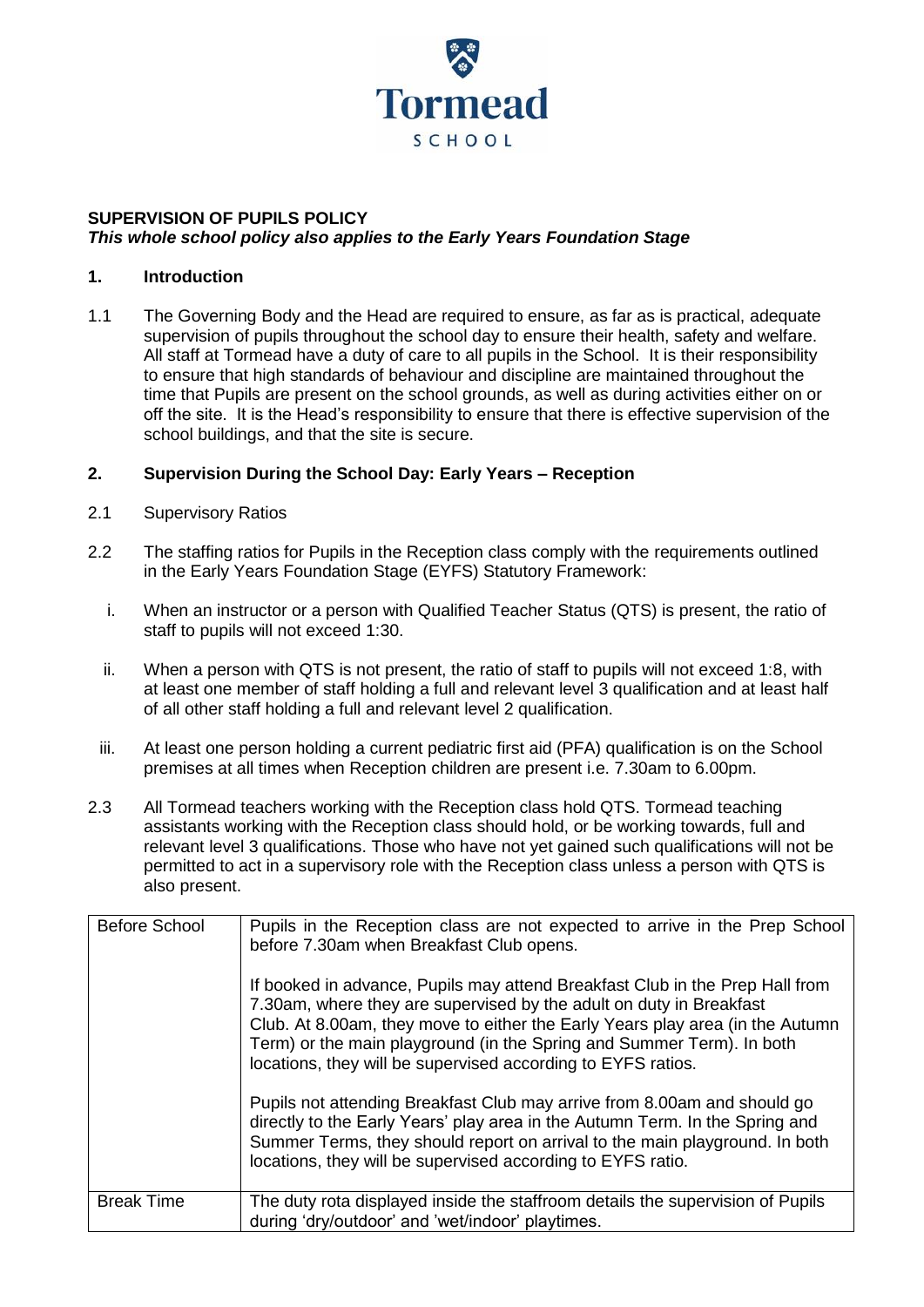Tormead SCHOOL

**SUPERVISION OF PUPILS POLICY**
***This whole school policy also applies to the Early Years Foundation Stage***

## 1. Introduction

1.1 The Governing Body and the Head are required to ensure, as far as is practical, adequate supervision of pupils throughout the school day to ensure their health, safety and welfare. All staff at Tormead have a duty of care to all pupils in the School. It is their responsibility to ensure that high standards of behaviour and discipline are maintained throughout the time that Pupils are present on the school grounds, as well as during activities either on or off the site. It is the Head's responsibility to ensure that there is effective supervision of the school buildings, and that the site is secure.

## 2. Supervision During the School Day: Early Years – Reception

2.1 Supervisory Ratios

2.2 The staffing ratios for Pupils in the Reception class comply with the requirements outlined in the Early Years Foundation Stage (EYFS) Statutory Framework:

i. When an instructor or a person with Qualified Teacher Status (QTS) is present, the ratio of staff to pupils will not exceed 1:30.

ii. When a person with QTS is not present, the ratio of staff to pupils will not exceed 1:8, with at least one member of staff holding a full and relevant level 3 qualification and at least half of all other staff holding a full and relevant level 2 qualification.

iii. At least one person holding a current pediatric first aid (PFA) qualification is on the School premises at all times when Reception children are present i.e. 7.30am to 6.00pm.

2.3 All Tormead teachers working with the Reception class hold QTS. Tormead teaching assistants working with the Reception class should hold, or be working towards, full and relevant level 3 qualifications. Those who have not yet gained such qualifications will not be permitted to act in a supervisory role with the Reception class unless a person with QTS is also present.

| | |
|---|---|
| Before School | Pupils in the Reception class are not expected to arrive in the Prep School before 7.30am when Breakfast Club opens.<br><br>If booked in advance, Pupils may attend Breakfast Club in the Prep Hall from 7.30am, where they are supervised by the adult on duty in Breakfast Club. At 8.00am, they move to either the Early Years play area (in the Autumn Term) or the main playground (in the Spring and Summer Term). In both locations, they will be supervised according to EYFS ratios.<br><br>Pupils not attending Breakfast Club may arrive from 8.00am and should go directly to the Early Years' play area in the Autumn Term. In the Spring and Summer Terms, they should report on arrival to the main playground. In both locations, they will be supervised according to EYFS ratio. |
| Break Time | The duty rota displayed inside the staffroom details the supervision of Pupils during 'dry/outdoor' and 'wet/indoor' playtimes. |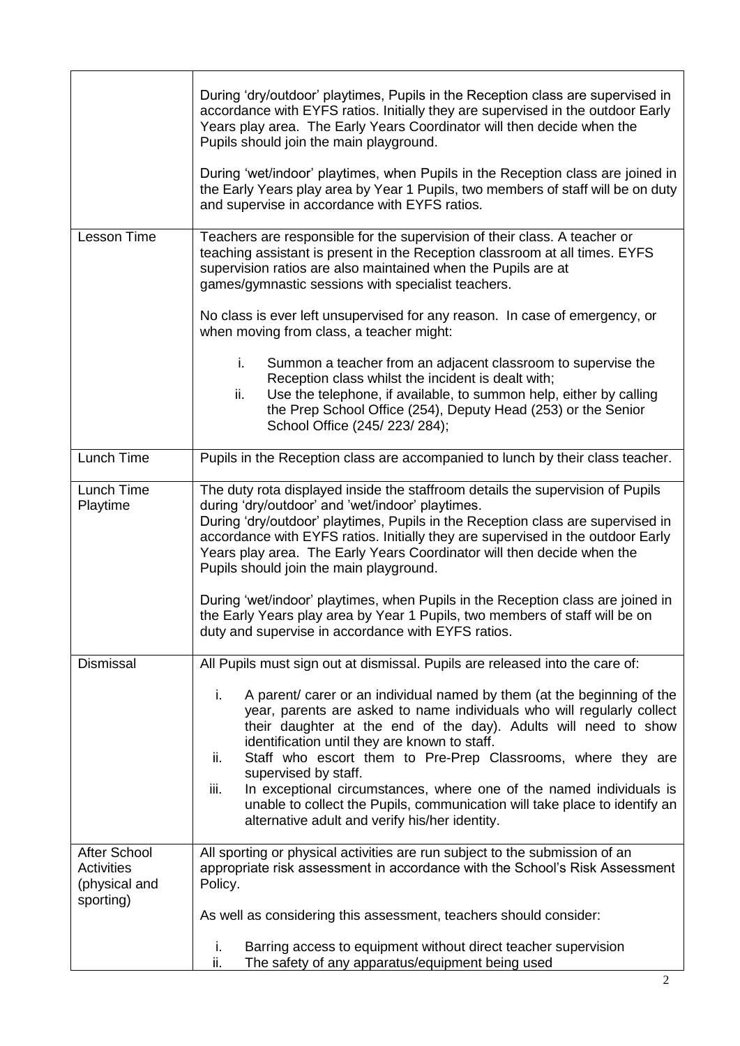| | |
|---|---|
| | During 'dry/outdoor' playtimes, Pupils in the Reception class are supervised in accordance with EYFS ratios. Initially they are supervised in the outdoor Early Years play area. The Early Years Coordinator will then decide when the Pupils should join the main playground.<br><br>During 'wet/indoor' playtimes, when Pupils in the Reception class are joined in the Early Years play area by Year 1 Pupils, two members of staff will be on duty and supervise in accordance with EYFS ratios. |
| Lesson Time | Teachers are responsible for the supervision of their class. A teacher or teaching assistant is present in the Reception classroom at all times. EYFS supervision ratios are also maintained when the Pupils are at games/gymnastic sessions with specialist teachers.<br><br>No class is ever left unsupervised for any reason. In case of emergency, or when moving from class, a teacher might:<br><br>i. Summon a teacher from an adjacent classroom to supervise the Reception class whilst the incident is dealt with;<br>ii. Use the telephone, if available, to summon help, either by calling the Prep School Office (254), Deputy Head (253) or the Senior School Office (245/ 223/ 284); |
| Lunch Time | Pupils in the Reception class are accompanied to lunch by their class teacher. |
| Lunch Time Playtime | The duty rota displayed inside the staffroom details the supervision of Pupils during 'dry/outdoor' and 'wet/indoor' playtimes.<br>During 'dry/outdoor' playtimes, Pupils in the Reception class are supervised in accordance with EYFS ratios. Initially they are supervised in the outdoor Early Years play area. The Early Years Coordinator will then decide when the Pupils should join the main playground.<br><br>During 'wet/indoor' playtimes, when Pupils in the Reception class are joined in the Early Years play area by Year 1 Pupils, two members of staff will be on duty and supervise in accordance with EYFS ratios. |
| Dismissal | All Pupils must sign out at dismissal. Pupils are released into the care of:<br><br>i. A parent/ carer or an individual named by them (at the beginning of the year, parents are asked to name individuals who will regularly collect their daughter at the end of the day). Adults will need to show identification until they are known to staff.<br>ii. Staff who escort them to Pre-Prep Classrooms, where they are supervised by staff.<br>iii. In exceptional circumstances, where one of the named individuals is unable to collect the Pupils, communication will take place to identify an alternative adult and verify his/her identity. |
| After School Activities (physical and sporting) | All sporting or physical activities are run subject to the submission of an appropriate risk assessment in accordance with the School's Risk Assessment Policy.<br><br>As well as considering this assessment, teachers should consider:<br><br>i. Barring access to equipment without direct teacher supervision<br>ii. The safety of any apparatus/equipment being used |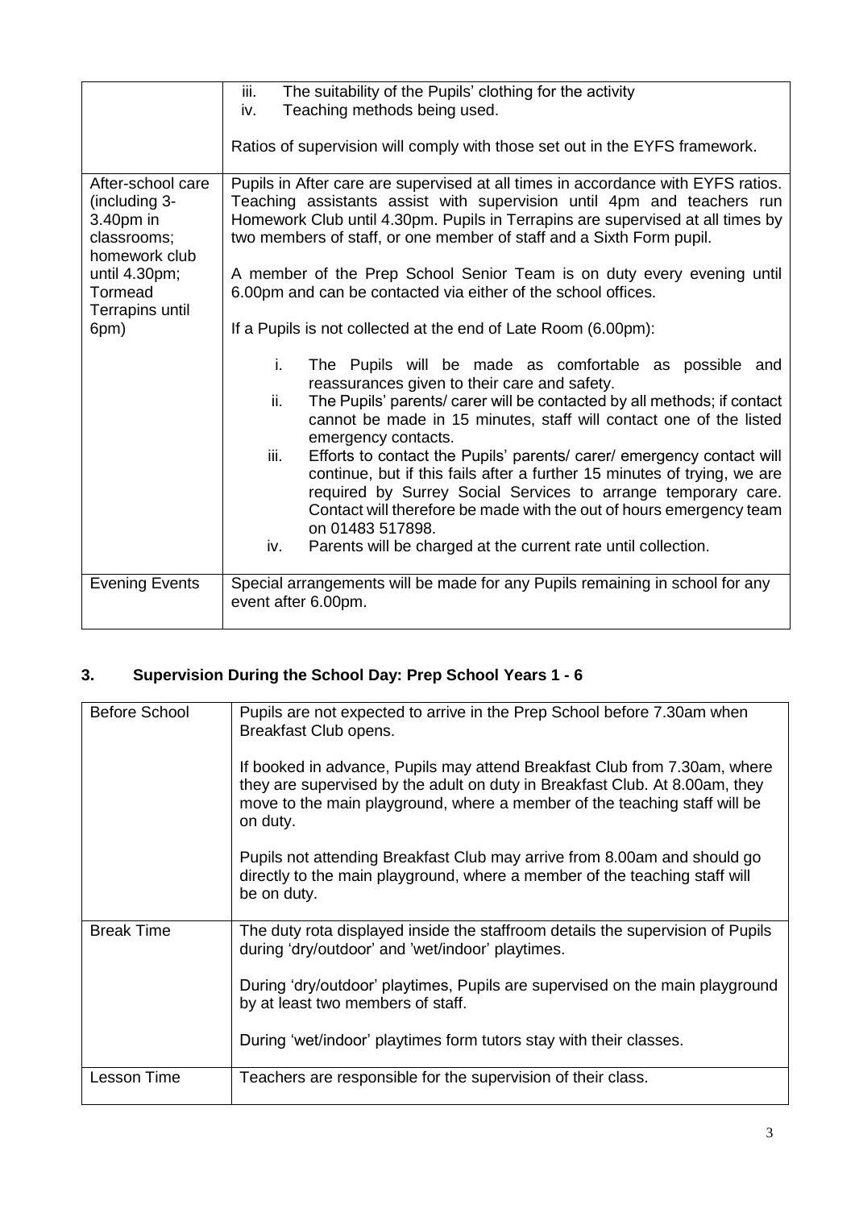| | |
|---|---|
| | iii. The suitability of the Pupils' clothing for the activity<br>iv. Teaching methods being used.<br><br>Ratios of supervision will comply with those set out in the EYFS framework. |
| After-school care (including 3-3.40pm in classrooms; homework club until 4.30pm; Tormead Terrapins until 6pm) | Pupils in After care are supervised at all times in accordance with EYFS ratios. Teaching assistants assist with supervision until 4pm and teachers run Homework Club until 4.30pm. Pupils in Terrapins are supervised at all times by two members of staff, or one member of staff and a Sixth Form pupil.<br><br>A member of the Prep School Senior Team is on duty every evening until 6.00pm and can be contacted via either of the school offices.<br><br>If a Pupils is not collected at the end of Late Room (6.00pm):<br><br>i. The Pupils will be made as comfortable as possible and reassurances given to their care and safety.<br>ii. The Pupils' parents/ carer will be contacted by all methods; if contact cannot be made in 15 minutes, staff will contact one of the listed emergency contacts.<br>iii. Efforts to contact the Pupils' parents/ carer/ emergency contact will continue, but if this fails after a further 15 minutes of trying, we are required by Surrey Social Services to arrange temporary care. Contact will therefore be made with the out of hours emergency team on 01483 517898.<br>iv. Parents will be charged at the current rate until collection. |
| Evening Events | Special arrangements will be made for any Pupils remaining in school for any event after 6.00pm. |

## 3. Supervision During the School Day: Prep School Years 1 - 6

| | |
|---|---|
| Before School | Pupils are not expected to arrive in the Prep School before 7.30am when Breakfast Club opens.<br><br>If booked in advance, Pupils may attend Breakfast Club from 7.30am, where they are supervised by the adult on duty in Breakfast Club. At 8.00am, they move to the main playground, where a member of the teaching staff will be on duty.<br><br>Pupils not attending Breakfast Club may arrive from 8.00am and should go directly to the main playground, where a member of the teaching staff will be on duty. |
| Break Time | The duty rota displayed inside the staffroom details the supervision of Pupils during 'dry/outdoor' and 'wet/indoor' playtimes.<br><br>During 'dry/outdoor' playtimes, Pupils are supervised on the main playground by at least two members of staff.<br><br>During 'wet/indoor' playtimes form tutors stay with their classes. |
| Lesson Time | Teachers are responsible for the supervision of their class. |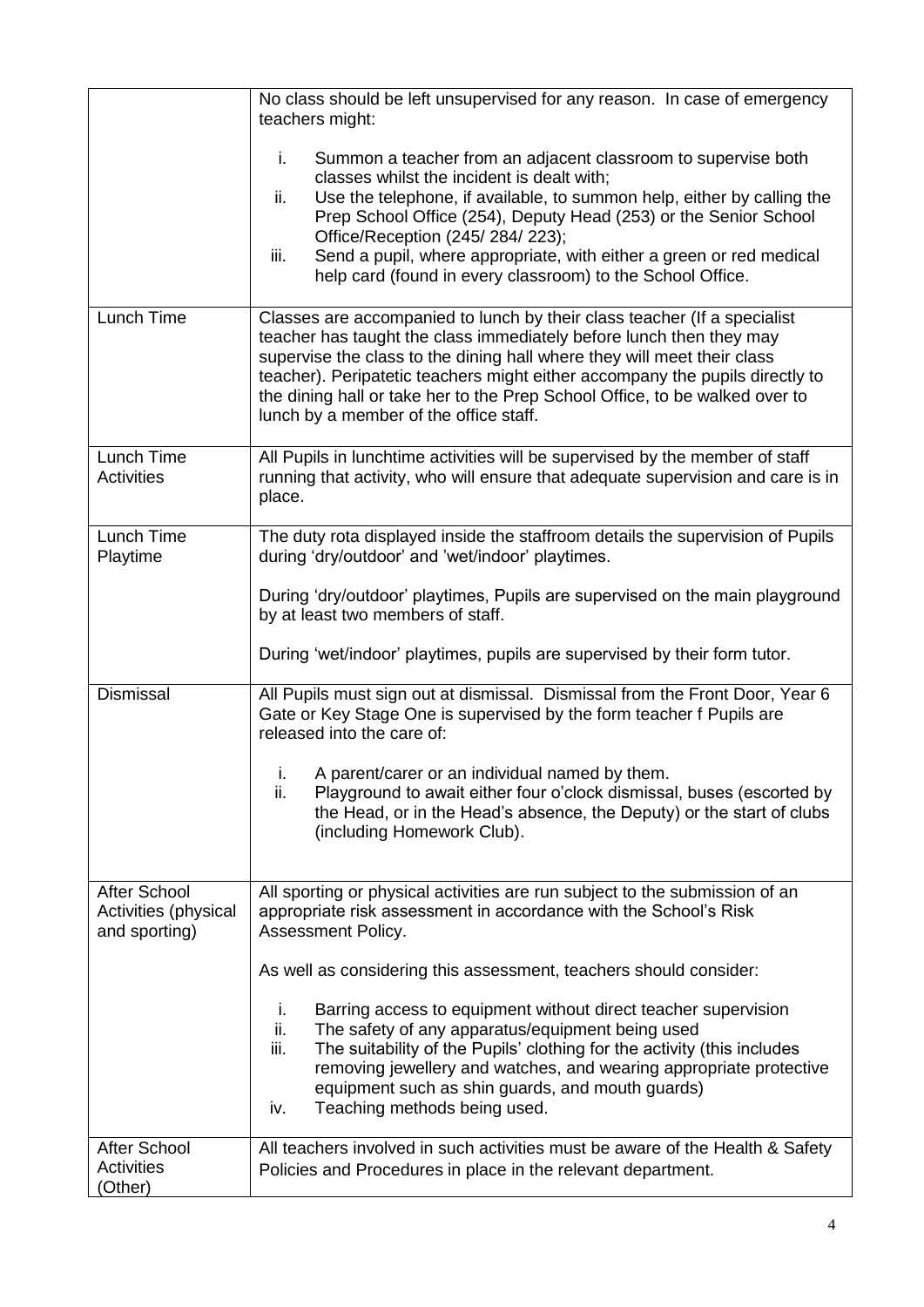| | |
|---|---|
| | No class should be left unsupervised for any reason. In case of emergency teachers might:<br><br>i. Summon a teacher from an adjacent classroom to supervise both classes whilst the incident is dealt with;<br>ii. Use the telephone, if available, to summon help, either by calling the Prep School Office (254), Deputy Head (253) or the Senior School Office/Reception (245/ 284/ 223);<br>iii. Send a pupil, where appropriate, with either a green or red medical help card (found in every classroom) to the School Office. |
| Lunch Time | Classes are accompanied to lunch by their class teacher (If a specialist teacher has taught the class immediately before lunch then they may supervise the class to the dining hall where they will meet their class teacher). Peripatetic teachers might either accompany the pupils directly to the dining hall or take her to the Prep School Office, to be walked over to lunch by a member of the office staff. |
| Lunch Time Activities | All Pupils in lunchtime activities will be supervised by the member of staff running that activity, who will ensure that adequate supervision and care is in place. |
| Lunch Time Playtime | The duty rota displayed inside the staffroom details the supervision of Pupils during 'dry/outdoor' and 'wet/indoor' playtimes.<br><br>During 'dry/outdoor' playtimes, Pupils are supervised on the main playground by at least two members of staff.<br><br>During 'wet/indoor' playtimes, pupils are supervised by their form tutor. |
| Dismissal | All Pupils must sign out at dismissal. Dismissal from the Front Door, Year 6 Gate or Key Stage One is supervised by the form teacher f Pupils are released into the care of:<br><br>i. A parent/carer or an individual named by them.<br>ii. Playground to await either four o'clock dismissal, buses (escorted by the Head, or in the Head's absence, the Deputy) or the start of clubs (including Homework Club). |
| After School Activities (physical and sporting) | All sporting or physical activities are run subject to the submission of an appropriate risk assessment in accordance with the School's Risk Assessment Policy.<br><br>As well as considering this assessment, teachers should consider:<br><br>i. Barring access to equipment without direct teacher supervision<br>ii. The safety of any apparatus/equipment being used<br>iii. The suitability of the Pupils' clothing for the activity (this includes removing jewellery and watches, and wearing appropriate protective equipment such as shin guards, and mouth guards)<br>iv. Teaching methods being used. |
| After School Activities (Other) | All teachers involved in such activities must be aware of the Health & Safety Policies and Procedures in place in the relevant department. |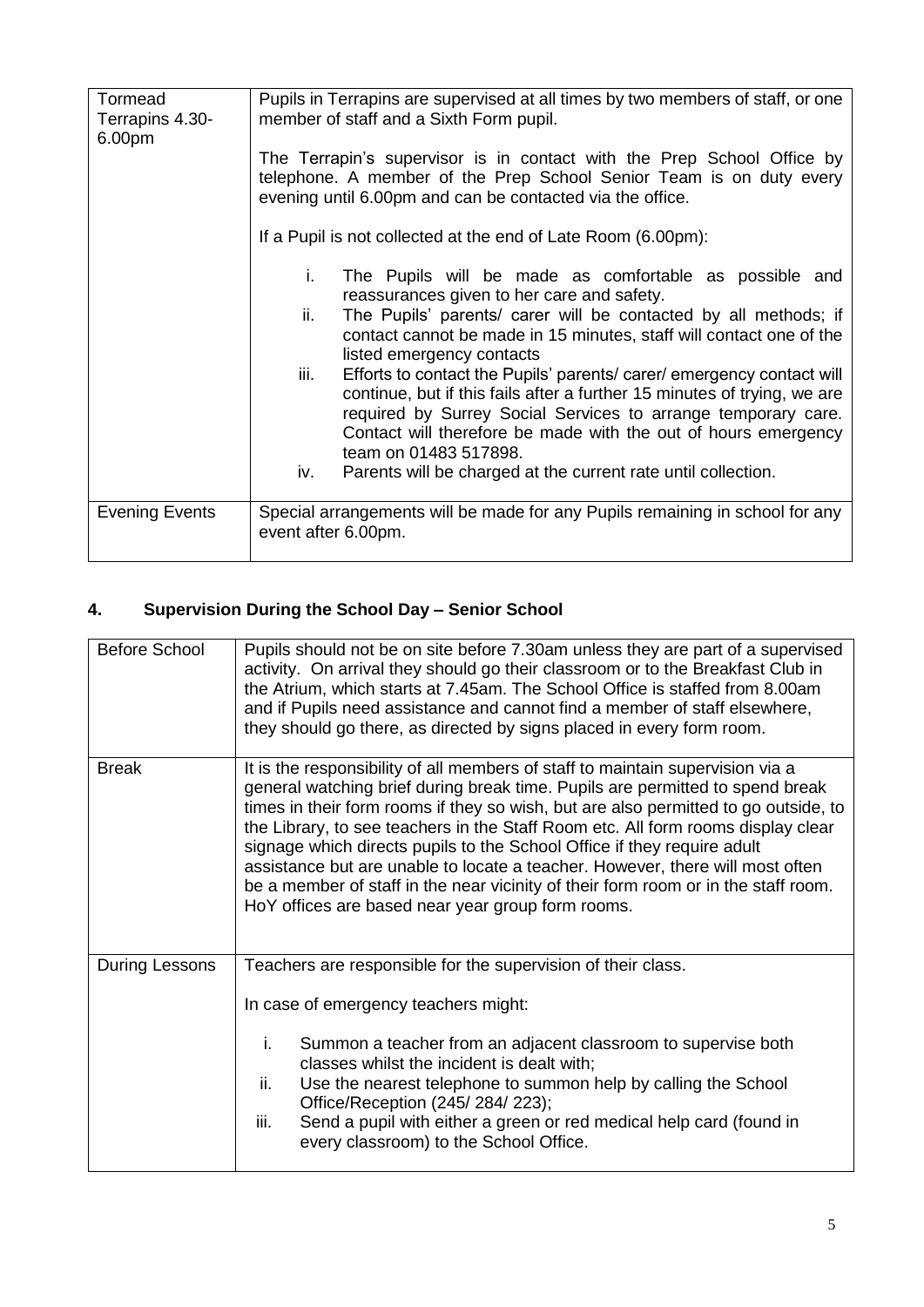| Tormead Terrapins 4.30-6.00pm | Pupils in Terrapins are supervised at all times by two members of staff, or one member of staff and a Sixth Form pupil.<br><br>The Terrapin's supervisor is in contact with the Prep School Office by telephone. A member of the Prep School Senior Team is on duty every evening until 6.00pm and can be contacted via the office.<br><br>If a Pupil is not collected at the end of Late Room (6.00pm):<br><br>i. The Pupils will be made as comfortable as possible and reassurances given to her care and safety.<br>ii. The Pupils' parents/ carer will be contacted by all methods; if contact cannot be made in 15 minutes, staff will contact one of the listed emergency contacts<br>iii. Efforts to contact the Pupils' parents/ carer/ emergency contact will continue, but if this fails after a further 15 minutes of trying, we are required by Surrey Social Services to arrange temporary care. Contact will therefore be made with the out of hours emergency team on 01483 517898.<br>iv. Parents will be charged at the current rate until collection. |
|---|---|
| Evening Events | Special arrangements will be made for any Pupils remaining in school for any event after 6.00pm. |

## 4. Supervision During the School Day – Senior School

| Before School | Pupils should not be on site before 7.30am unless they are part of a supervised activity. On arrival they should go their classroom or to the Breakfast Club in the Atrium, which starts at 7.45am. The School Office is staffed from 8.00am and if Pupils need assistance and cannot find a member of staff elsewhere, they should go there, as directed by signs placed in every form room. |
|---|---|
| Break | It is the responsibility of all members of staff to maintain supervision via a general watching brief during break time. Pupils are permitted to spend break times in their form rooms if they so wish, but are also permitted to go outside, to the Library, to see teachers in the Staff Room etc. All form rooms display clear signage which directs pupils to the School Office if they require adult assistance but are unable to locate a teacher. However, there will most often be a member of staff in the near vicinity of their form room or in the staff room. HoY offices are based near year group form rooms. |
| During Lessons | Teachers are responsible for the supervision of their class.<br><br>In case of emergency teachers might:<br><br>i. Summon a teacher from an adjacent classroom to supervise both classes whilst the incident is dealt with;<br>ii. Use the nearest telephone to summon help by calling the School Office/Reception (245/ 284/ 223);<br>iii. Send a pupil with either a green or red medical help card (found in every classroom) to the School Office. |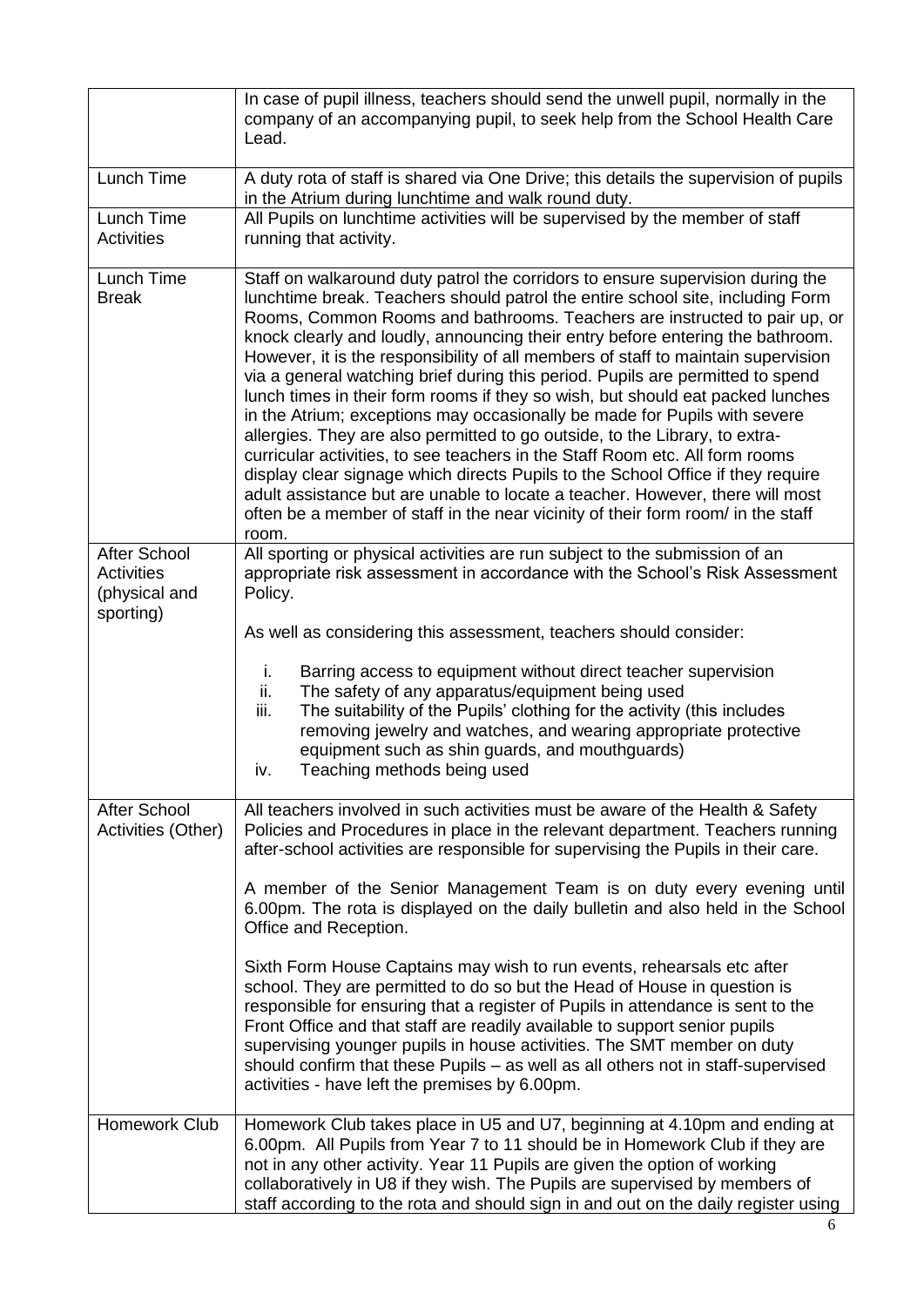| | |
|---|---|
| | In case of pupil illness, teachers should send the unwell pupil, normally in the company of an accompanying pupil, to seek help from the School Health Care Lead. |
| Lunch Time | A duty rota of staff is shared via One Drive; this details the supervision of pupils in the Atrium during lunchtime and walk round duty. |
| Lunch Time Activities | All Pupils on lunchtime activities will be supervised by the member of staff running that activity. |
| Lunch Time Break | Staff on walkaround duty patrol the corridors to ensure supervision during the lunchtime break. Teachers should patrol the entire school site, including Form Rooms, Common Rooms and bathrooms. Teachers are instructed to pair up, or knock clearly and loudly, announcing their entry before entering the bathroom. However, it is the responsibility of all members of staff to maintain supervision via a general watching brief during this period. Pupils are permitted to spend lunch times in their form rooms if they so wish, but should eat packed lunches in the Atrium; exceptions may occasionally be made for Pupils with severe allergies. They are also permitted to go outside, to the Library, to extra-curricular activities, to see teachers in the Staff Room etc. All form rooms display clear signage which directs Pupils to the School Office if they require adult assistance but are unable to locate a teacher. However, there will most often be a member of staff in the near vicinity of their form room/ in the staff room. |
| After School Activities (physical and sporting) | All sporting or physical activities are run subject to the submission of an appropriate risk assessment in accordance with the School's Risk Assessment Policy.<br><br>As well as considering this assessment, teachers should consider:<br><br>i. Barring access to equipment without direct teacher supervision<br>ii. The safety of any apparatus/equipment being used<br>iii. The suitability of the Pupils' clothing for the activity (this includes removing jewelry and watches, and wearing appropriate protective equipment such as shin guards, and mouthguards)<br>iv. Teaching methods being used |
| After School Activities (Other) | All teachers involved in such activities must be aware of the Health & Safety Policies and Procedures in place in the relevant department. Teachers running after-school activities are responsible for supervising the Pupils in their care.<br><br>A member of the Senior Management Team is on duty every evening until 6.00pm. The rota is displayed on the daily bulletin and also held in the School Office and Reception.<br><br>Sixth Form House Captains may wish to run events, rehearsals etc after school. They are permitted to do so but the Head of House in question is responsible for ensuring that a register of Pupils in attendance is sent to the Front Office and that staff are readily available to support senior pupils supervising younger pupils in house activities. The SMT member on duty should confirm that these Pupils – as well as all others not in staff-supervised activities - have left the premises by 6.00pm. |
| Homework Club | Homework Club takes place in U5 and U7, beginning at 4.10pm and ending at 6.00pm. All Pupils from Year 7 to 11 should be in Homework Club if they are not in any other activity. Year 11 Pupils are given the option of working collaboratively in U8 if they wish. The Pupils are supervised by members of staff according to the rota and should sign in and out on the daily register using |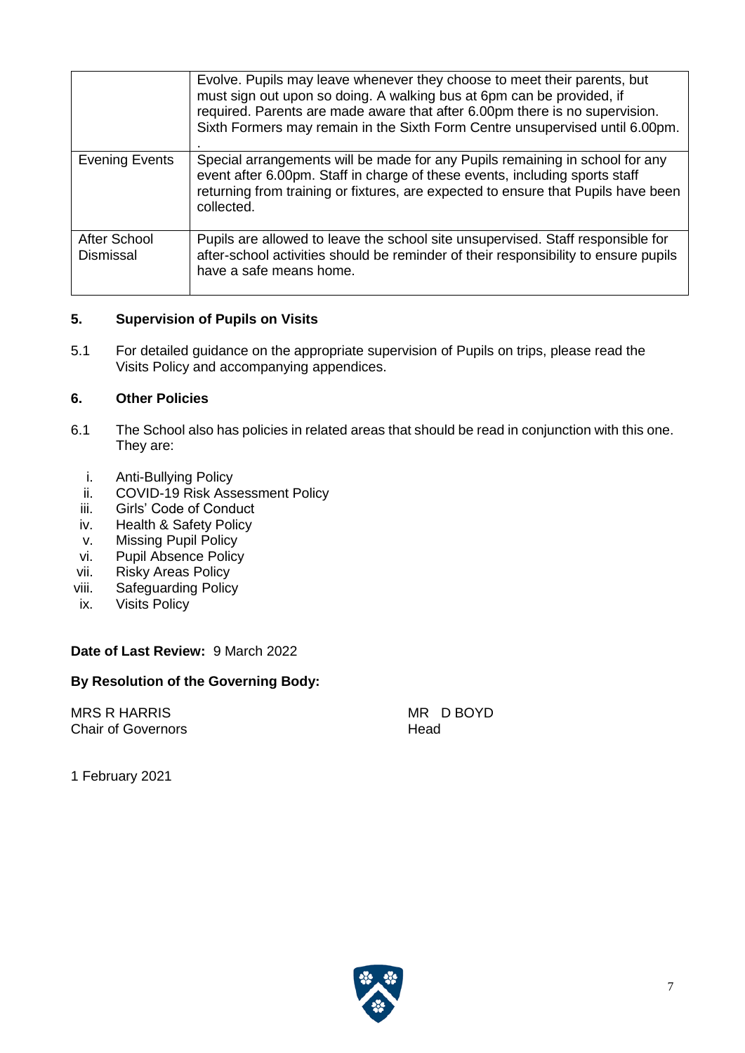| | |
|---|---|
| | Evolve. Pupils may leave whenever they choose to meet their parents, but must sign out upon so doing. A walking bus at 6pm can be provided, if required. Parents are made aware that after 6.00pm there is no supervision. Sixth Formers may remain in the Sixth Form Centre unsupervised until 6.00pm. . |
| Evening Events | Special arrangements will be made for any Pupils remaining in school for any event after 6.00pm. Staff in charge of these events, including sports staff returning from training or fixtures, are expected to ensure that Pupils have been collected. |
| After School Dismissal | Pupils are allowed to leave the school site unsupervised. Staff responsible for after-school activities should be reminder of their responsibility to ensure pupils have a safe means home. |

### 5. Supervision of Pupils on Visits

5.1 For detailed guidance on the appropriate supervision of Pupils on trips, please read the Visits Policy and accompanying appendices.

### 6. Other Policies

6.1 The School also has policies in related areas that should be read in conjunction with this one. They are:

i. Anti-Bullying Policy
ii. COVID-19 Risk Assessment Policy
iii. Girls' Code of Conduct
iv. Health & Safety Policy
v. Missing Pupil Policy
vi. Pupil Absence Policy
vii. Risky Areas Policy
viii. Safeguarding Policy
ix. Visits Policy

**Date of Last Review:** 9 March 2022

**By Resolution of the Governing Body:**

MRS R HARRIS
Chair of Governors

MR D BOYD
Head

1 February 2021